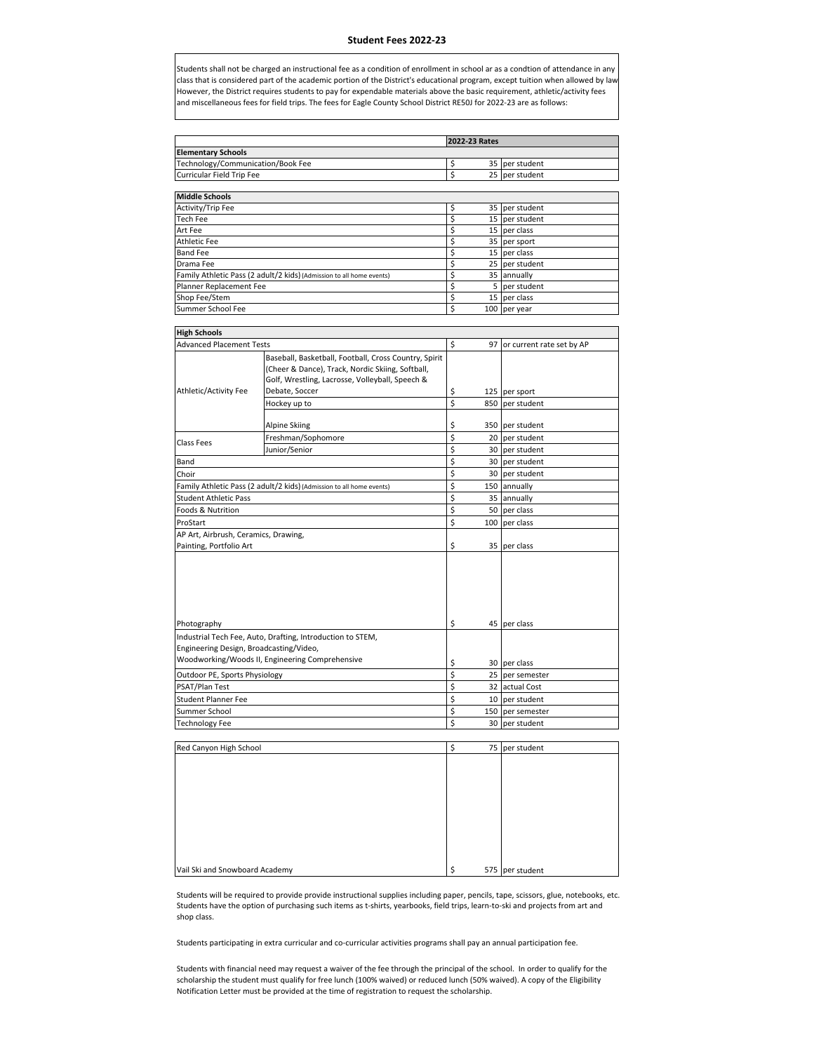# Student Fees 2022-23

Students shall not be charged an instructional fee as a condition of enrollment in school ar as a condtion of attendance in any class that is considered part of the academic portion of the District's educational program, except tuition when allowed by law However, the District requires students to pay for expendable materials above the basic requirement, athletic/activity fees and miscellaneous fees for field trips. The fees for Eagle County School District RE50J for 2022-23 are as follows:

| | | 2022-23 Rates | |
|---|---|---|---|
| **Elementary Schools** | | | |
| Technology/Communication/Book Fee | | $ 35 | per student |
| Curricular Field Trip Fee | | $ 25 | per student |

| | | | |
|---|---|---|---|
| **Middle Schools** | | | |
| Activity/Trip Fee | | $ 35 | per student |
| Tech Fee | | $ 15 | per student |
| Art Fee | | $ 15 | per class |
| Athletic Fee | | $ 35 | per sport |
| Band Fee | | $ 15 | per class |
| Drama Fee | | $ 25 | per student |
| Family Athletic Pass (2 adult/2 kids) (Admission to all home events) | | $ 35 | annually |
| Planner Replacement Fee | | $ 5 | per student |
| Shop Fee/Stem | | $ 15 | per class |
| Summer School Fee | | $ 100 | per year |

| | | | |
|---|---|---|---|
| **High Schools** | | | |
| Advanced Placement Tests | | $ 97 | or current rate set by AP |
| Athletic/Activity Fee | Baseball, Basketball, Football, Cross Country, Spirit (Cheer & Dance), Track, Nordic Skiing, Softball, Golf, Wrestling, Lacrosse, Volleyball, Speech & Debate, Soccer | $ 125 | per sport |
| | Hockey up to | $ 850 | per student |
| | Alpine Skiing | $ 350 | per student |
| Class Fees | Freshman/Sophomore | $ 20 | per student |
| | Junior/Senior | $ 30 | per student |
| Band | | $ 30 | per student |
| Choir | | $ 30 | per student |
| Family Athletic Pass (2 adult/2 kids) (Admission to all home events) | | $ 150 | annually |
| Student Athletic Pass | | $ 35 | annually |
| Foods & Nutrition | | $ 50 | per class |
| ProStart | | $ 100 | per class |
| AP Art, Airbrush, Ceramics, Drawing, Painting, Portfolio Art | | $ 35 | per class |
| Photography | | $ 45 | per class |
| Industrial Tech Fee, Auto, Drafting, Introduction to STEM, Engineering Design, Broadcasting/Video, Woodworking/Woods II, Engineering Comprehensive | | $ 30 | per class |
| Outdoor PE, Sports Physiology | | $ 25 | per semester |
| PSAT/Plan Test | | $ 32 | actual Cost |
| Student Planner Fee | | $ 10 | per student |
| Summer School | | $ 150 | per semester |
| Technology Fee | | $ 30 | per student |

| | | |
|---|---|---|
| Red Canyon High School | $ 75 | per student |
| Vail Ski and Snowboard Academy | $ 575 | per student |

Students will be required to provide provide instructional supplies including paper, pencils, tape, scissors, glue, notebooks, etc. Students have the option of purchasing such items as t-shirts, yearbooks, field trips, learn-to-ski and projects from art and shop class.

Students participating in extra curricular and co-curricular activities programs shall pay an annual participation fee.

Students with financial need may request a waiver of the fee through the principal of the school. In order to qualify for the scholarship the student must qualify for free lunch (100% waived) or reduced lunch (50% waived). A copy of the Eligibility Notification Letter must be provided at the time of registration to request the scholarship.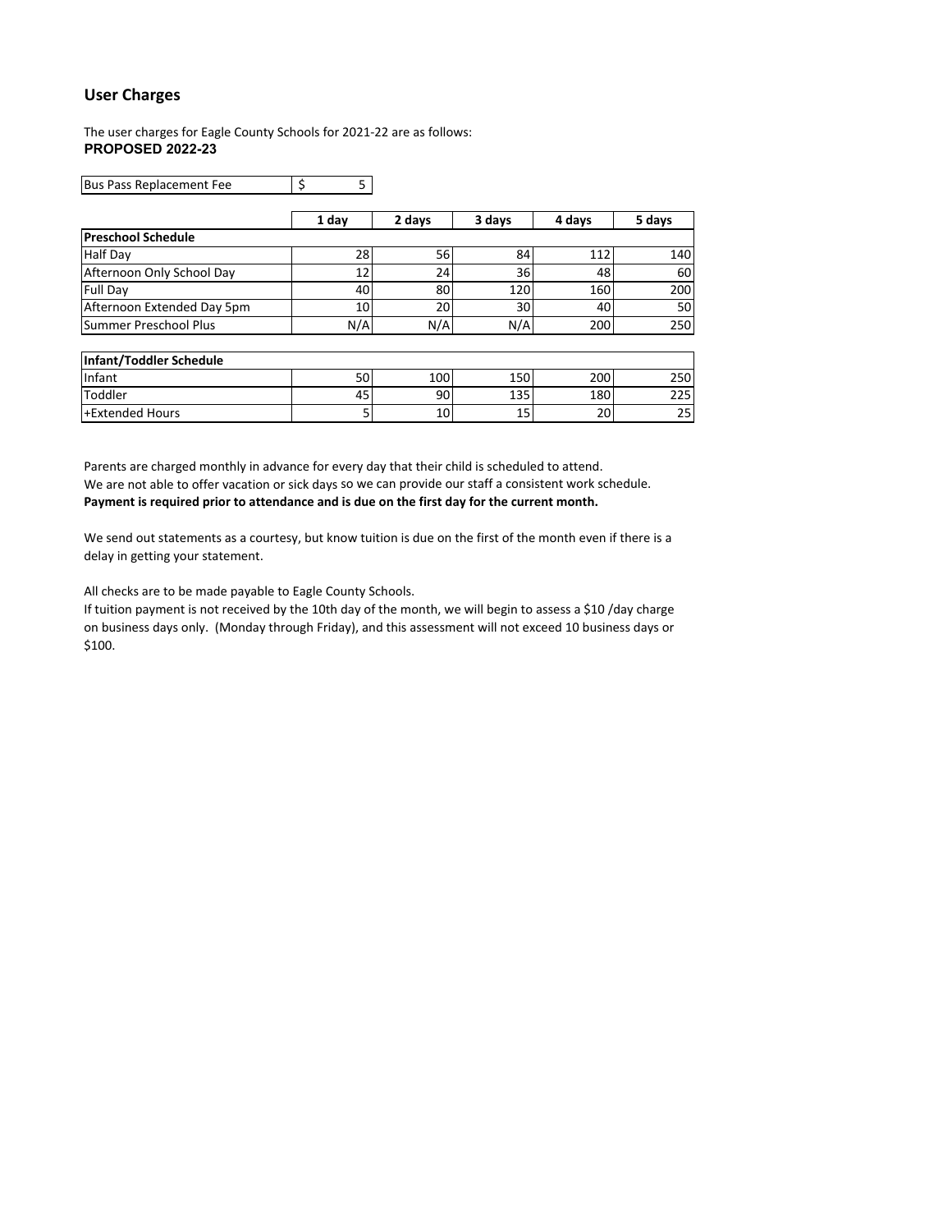## User Charges

The user charges for Eagle County Schools for 2021-22 are as follows:
**PROPOSED 2022-23**

| | |
|---|---|
| Bus Pass Replacement Fee | $ 5 |

| | 1 day | 2 days | 3 days | 4 days | 5 days |
|---|---|---|---|---|---|
| **Preschool Schedule** | | | | | |
| Half Day | 28 | 56 | 84 | 112 | 140 |
| Afternoon Only School Day | 12 | 24 | 36 | 48 | 60 |
| Full Day | 40 | 80 | 120 | 160 | 200 |
| Afternoon Extended Day 5pm | 10 | 20 | 30 | 40 | 50 |
| Summer Preschool Plus | N/A | N/A | N/A | 200 | 250 |
| **Infant/Toddler Schedule** | | | | | |
| Infant | 50 | 100 | 150 | 200 | 250 |
| Toddler | 45 | 90 | 135 | 180 | 225 |
| +Extended Hours | 5 | 10 | 15 | 20 | 25 |

Parents are charged monthly in advance for every day that their child is scheduled to attend.
We are not able to offer vacation or sick days so we can provide our staff a consistent work schedule.
**Payment is required prior to attendance and is due on the first day for the current month.**

We send out statements as a courtesy, but know tuition is due on the first of the month even if there is a delay in getting your statement.

All checks are to be made payable to Eagle County Schools.
If tuition payment is not received by the 10th day of the month, we will begin to assess a $10 /day charge on business days only. (Monday through Friday), and this assessment will not exceed 10 business days or $100.